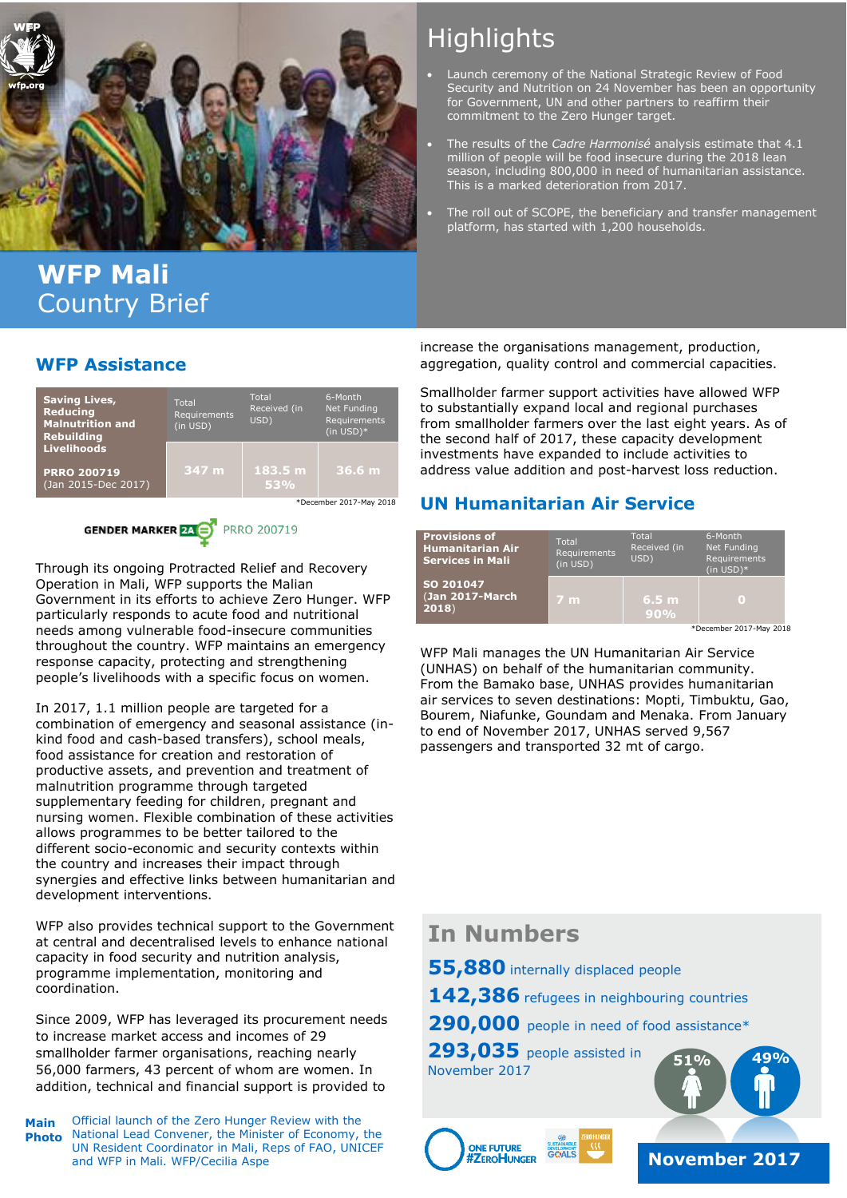# WFP Mali
Country Brief

November 2017

## Highlights

- Launch ceremony of the National Strategic Review of Food Security and Nutrition on 24 November has been an opportunity for Government, UN and other partners to reaffirm their commitment to the Zero Hunger target.
- The results of the *Cadre Harmonisé* analysis estimate that 4.1 million of people will be food insecure during the 2018 lean season, including 800,000 in need of humanitarian assistance. This is a marked deterioration from 2017.
- The roll out of SCOPE, the beneficiary and transfer management platform, has started with 1,200 households.

## WFP Assistance

| Saving Lives, Reducing Malnutrition and Rebuilding Livelihoods | Total Requirements (in USD) | Total Received (in USD) | 6-Month Net Funding Requirements (in USD)* |
|---|---|---|---|
| **PRRO 200719** (Jan 2015-Dec 2017) | 347 m | 183.5 m 53% | 36.6 m |

*December 2017-May 2018

GENDER MARKER 2A PRRO 200719

Through its ongoing Protracted Relief and Recovery Operation in Mali, WFP supports the Malian Government in its efforts to achieve Zero Hunger. WFP particularly responds to acute food and nutritional needs among vulnerable food-insecure communities throughout the country. WFP maintains an emergency response capacity, protecting and strengthening people's livelihoods with a specific focus on women.

In 2017, 1.1 million people are targeted for a combination of emergency and seasonal assistance (in-kind food and cash-based transfers), school meals, food assistance for creation and restoration of productive assets, and prevention and treatment of malnutrition programme through targeted supplementary feeding for children, pregnant and nursing women. Flexible combination of these activities allows programmes to be better tailored to the different socio-economic and security contexts within the country and increases their impact through synergies and effective links between humanitarian and development interventions.

WFP also provides technical support to the Government at central and decentralised levels to enhance national capacity in food security and nutrition analysis, programme implementation, monitoring and coordination.

Since 2009, WFP has leveraged its procurement needs to increase market access and incomes of 29 smallholder farmer organisations, reaching nearly 56,000 farmers, 43 percent of whom are women. In addition, technical and financial support is provided to increase the organisations management, production, aggregation, quality control and commercial capacities.

Smallholder farmer support activities have allowed WFP to substantially expand local and regional purchases from smallholder farmers over the last eight years. As of the second half of 2017, these capacity development investments have expanded to include activities to address value addition and post-harvest loss reduction.

## UN Humanitarian Air Service

| Provisions of Humanitarian Air Services in Mali | Total Requirements (in USD) | Total Received (in USD) | 6-Month Net Funding Requirements (in USD)* |
|---|---|---|---|
| **SO 201047** (Jan 2017-March 2018) | 7 m | 6.5 m 90% | 0 |

*December 2017-May 2018

WFP Mali manages the UN Humanitarian Air Service (UNHAS) on behalf of the humanitarian community. From the Bamako base, UNHAS provides humanitarian air services to seven destinations: Mopti, Timbuktu, Gao, Bourem, Niafunke, Goundam and Menaka. From January to end of November 2017, UNHAS served 9,567 passengers and transported 32 mt of cargo.

## In Numbers

**55,880** internally displaced people

**142,386** refugees in neighbouring countries

**290,000** people in need of food assistance*

**293,035** people assisted in November 2017

51% 49%

**Main Photo** Official launch of the Zero Hunger Review with the National Lead Convener, the Minister of Economy, the UN Resident Coordinator in Mali, Reps of FAO, UNICEF and WFP in Mali. WFP/Cecilia Aspe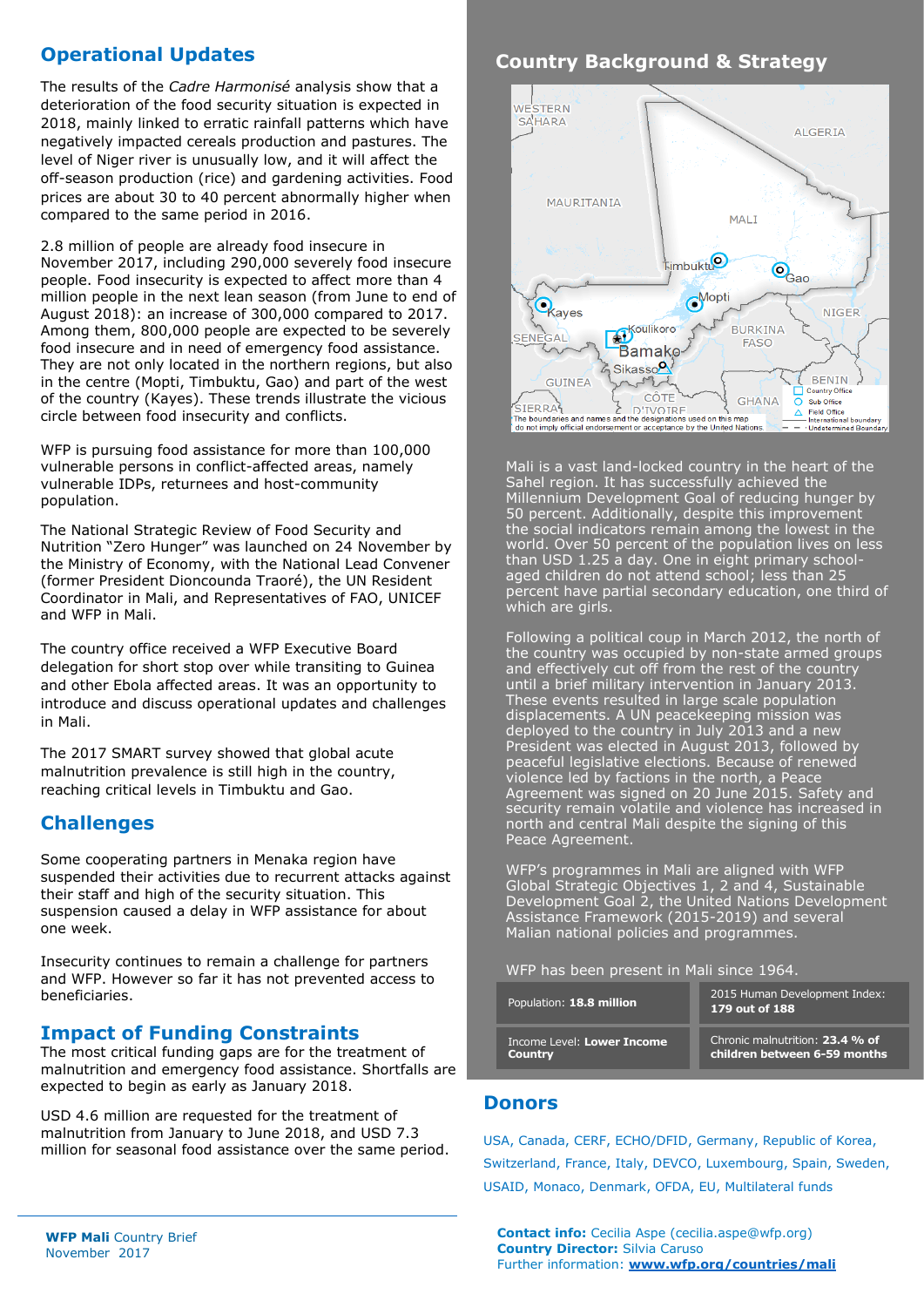## Operational Updates

The results of the *Cadre Harmonisé* analysis show that a deterioration of the food security situation is expected in 2018, mainly linked to erratic rainfall patterns which have negatively impacted cereals production and pastures. The level of Niger river is unusually low, and it will affect the off-season production (rice) and gardening activities. Food prices are about 30 to 40 percent abnormally higher when compared to the same period in 2016.

2.8 million of people are already food insecure in November 2017, including 290,000 severely food insecure people. Food insecurity is expected to affect more than 4 million people in the next lean season (from June to end of August 2018): an increase of 300,000 compared to 2017. Among them, 800,000 people are expected to be severely food insecure and in need of emergency food assistance. They are not only located in the northern regions, but also in the centre (Mopti, Timbuktu, Gao) and part of the west of the country (Kayes). These trends illustrate the vicious circle between food insecurity and conflicts.

WFP is pursuing food assistance for more than 100,000 vulnerable persons in conflict-affected areas, namely vulnerable IDPs, returnees and host-community population.

The National Strategic Review of Food Security and Nutrition “Zero Hunger” was launched on 24 November by the Ministry of Economy, with the National Lead Convener (former President Dioncounda Traoré), the UN Resident Coordinator in Mali, and Representatives of FAO, UNICEF and WFP in Mali.

The country office received a WFP Executive Board delegation for short stop over while transiting to Guinea and other Ebola affected areas. It was an opportunity to introduce and discuss operational updates and challenges in Mali.

The 2017 SMART survey showed that global acute malnutrition prevalence is still high in the country, reaching critical levels in Timbuktu and Gao.

## Challenges

Some cooperating partners in Menaka region have suspended their activities due to recurrent attacks against their staff and high of the security situation. This suspension caused a delay in WFP assistance for about one week.

Insecurity continues to remain a challenge for partners and WFP. However so far it has not prevented access to beneficiaries.

## Impact of Funding Constraints

The most critical funding gaps are for the treatment of malnutrition and emergency food assistance. Shortfalls are expected to begin as early as January 2018.

USD 4.6 million are requested for the treatment of malnutrition from January to June 2018, and USD 7.3 million for seasonal food assistance over the same period.

## Country Background & Strategy

WESTERN SAHARA
ALGERIA
MAURITANIA
MALI
Timbuktu
Gao
Mopti
Kayes
NIGER
SENEGAL
Koulikoro
BURKINA FASO
Bamako
Sikasso
GUINEA
BENIN
CÔTE D'IVOIRE
GHANA
SIERRA
Country Office
Sub Office
Field Office
International boundary
Undetermined Boundary
The boundaries and names and the designations used on this map do not imply official endorsement or acceptance by the United Nations.

Mali is a vast land-locked country in the heart of the Sahel region. It has successfully achieved the Millennium Development Goal of reducing hunger by 50 percent. Additionally, despite this improvement the social indicators remain among the lowest in the world. Over 50 percent of the population lives on less than USD 1.25 a day. One in eight primary school-aged children do not attend school; less than 25 percent have partial secondary education, one third of which are girls.

Following a political coup in March 2012, the north of the country was occupied by non-state armed groups and effectively cut off from the rest of the country until a brief military intervention in January 2013. These events resulted in large scale population displacements. A UN peacekeeping mission was deployed to the country in July 2013 and a new President was elected in August 2013, followed by peaceful legislative elections. Because of renewed violence led by factions in the north, a Peace Agreement was signed on 20 June 2015. Safety and security remain volatile and violence has increased in north and central Mali despite the signing of this Peace Agreement.

WFP’s programmes in Mali are aligned with WFP Global Strategic Objectives 1, 2 and 4, Sustainable Development Goal 2, the United Nations Development Assistance Framework (2015-2019) and several Malian national policies and programmes.

WFP has been present in Mali since 1964.

| | |
|---|---|
| Population: **18.8 million** | 2015 Human Development Index: **179 out of 188** |
| Income Level: **Lower Income Country** | Chronic malnutrition: **23.4 % of children between 6-59 months** |

## Donors

USA, Canada, CERF, ECHO/DFID, Germany, Republic of Korea, Switzerland, France, Italy, DEVCO, Luxembourg, Spain, Sweden, USAID, Monaco, Denmark, OFDA, EU, Multilateral funds

**Contact info:** Cecilia Aspe (cecilia.aspe@wfp.org)
**Country Director:** Silvia Caruso
Further information: **www.wfp.org/countries/mali**